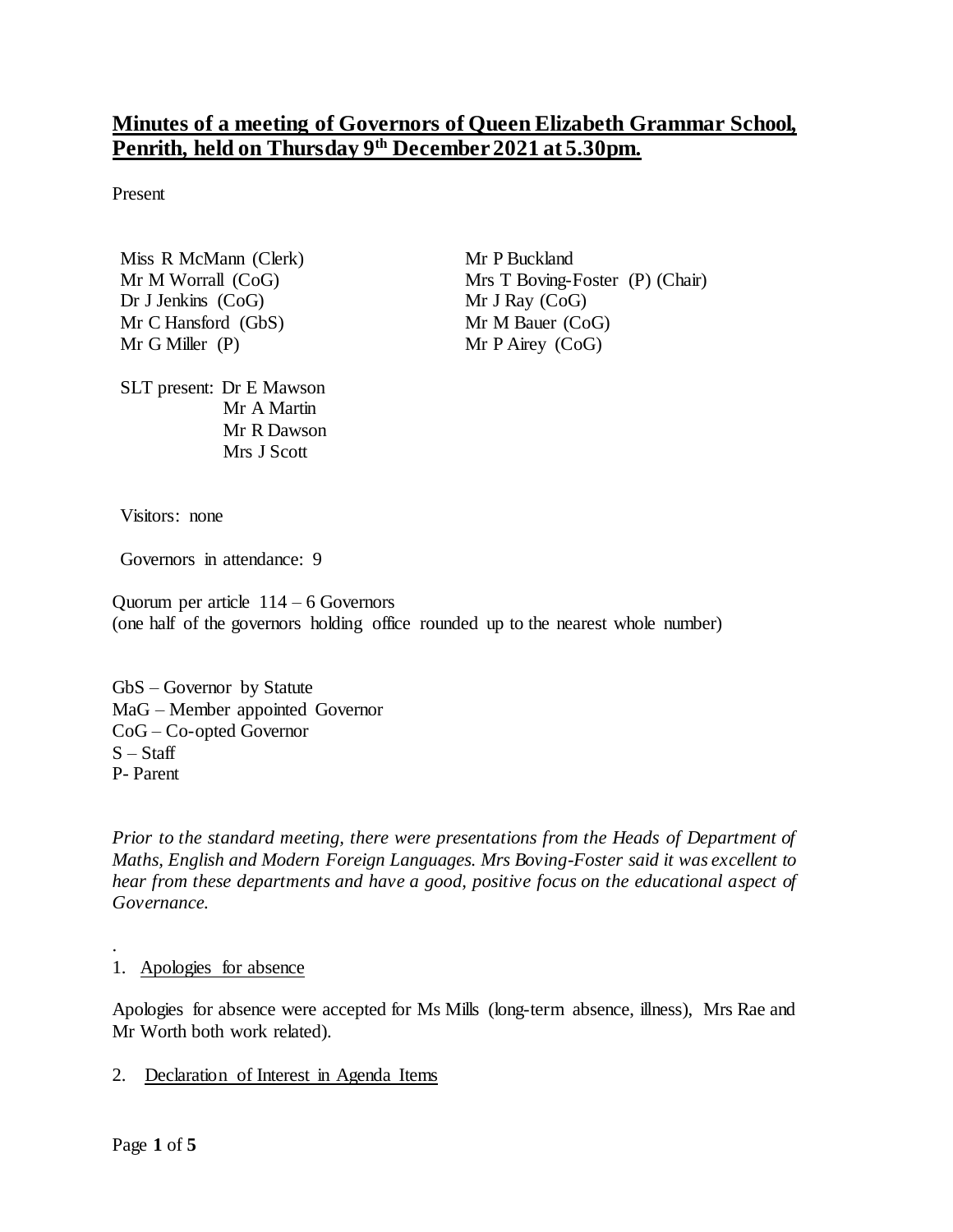# **Minutes of a meeting of Governors of Queen Elizabeth Grammar School, Penrith, held on Thursday 9th December 2021 at 5.30pm.**

Present

| | |
|---|---|
| Miss R McMann (Clerk) | Mr P Buckland |
| Mr M Worrall (CoG) | Mrs T Boving-Foster (P) (Chair) |
| Dr J Jenkins (CoG) | Mr J Ray (CoG) |
| Mr C Hansford (GbS) | Mr M Bauer (CoG) |
| Mr G Miller (P) | Mr P Airey (CoG) |

SLT present: Dr E Mawson
Mr A Martin
Mr R Dawson
Mrs J Scott

Visitors: none

Governors in attendance: 9

Quorum per article 114 – 6 Governors
(one half of the governors holding office rounded up to the nearest whole number)

GbS – Governor by Statute
MaG – Member appointed Governor
CoG – Co-opted Governor
S – Staff
P- Parent

*Prior to the standard meeting, there were presentations from the Heads of Department of Maths, English and Modern Foreign Languages. Mrs Boving-Foster said it was excellent to hear from these departments and have a good, positive focus on the educational aspect of Governance.*

.

1. Apologies for absence

Apologies for absence were accepted for Ms Mills (long-term absence, illness), Mrs Rae and Mr Worth both work related).

2. Declaration of Interest in Agenda Items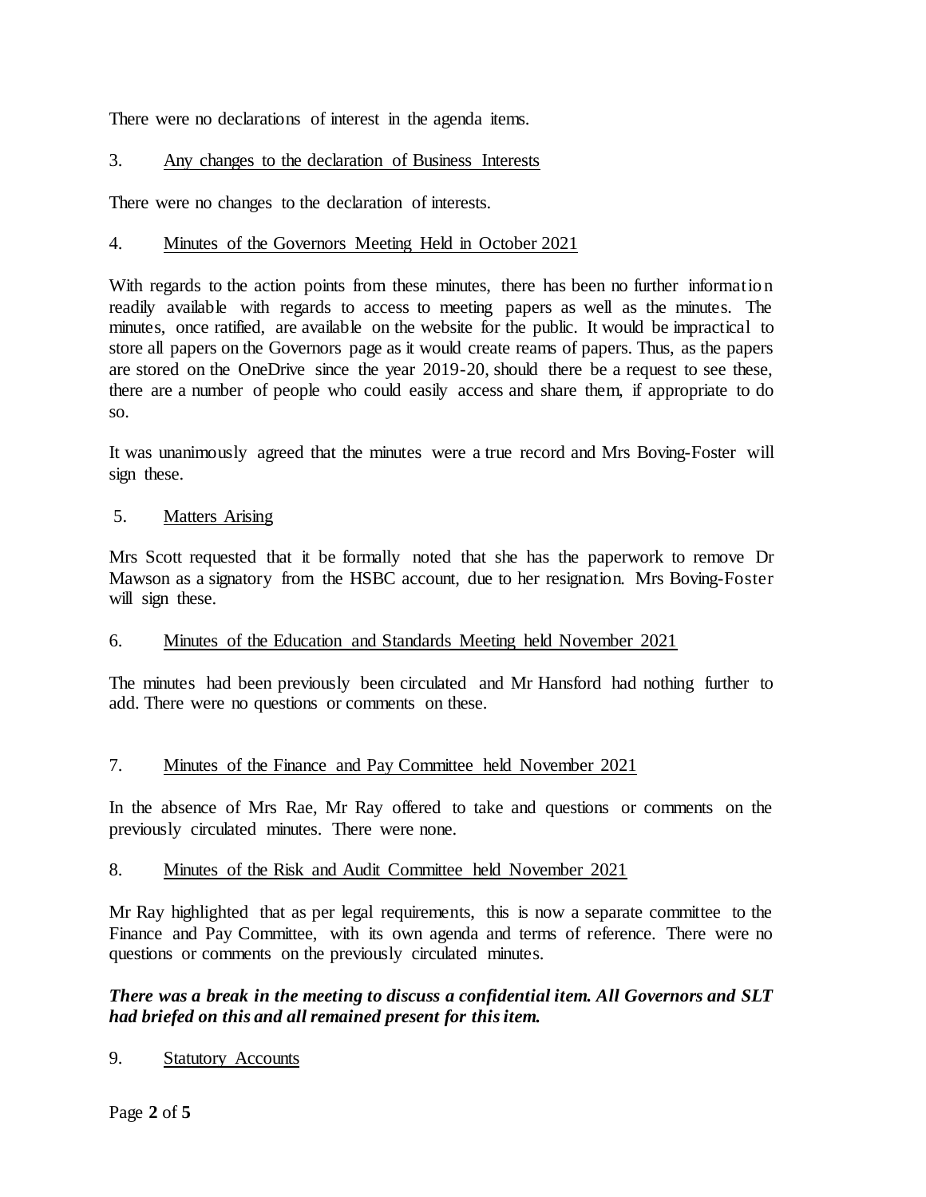There were no declarations of interest in the agenda items.

3. <u>Any changes to the declaration of Business Interests</u>

There were no changes to the declaration of interests.

4. <u>Minutes of the Governors Meeting Held in October 2021</u>

With regards to the action points from these minutes, there has been no further information readily available with regards to access to meeting papers as well as the minutes. The minutes, once ratified, are available on the website for the public. It would be impractical to store all papers on the Governors page as it would create reams of papers. Thus, as the papers are stored on the OneDrive since the year 2019-20, should there be a request to see these, there are a number of people who could easily access and share them, if appropriate to do so.

It was unanimously agreed that the minutes were a true record and Mrs Boving-Foster will sign these.

5. <u>Matters Arising</u>

Mrs Scott requested that it be formally noted that she has the paperwork to remove Dr Mawson as a signatory from the HSBC account, due to her resignation. Mrs Boving-Foster will sign these.

6. <u>Minutes of the Education and Standards Meeting held November 2021</u>

The minutes had been previously been circulated and Mr Hansford had nothing further to add. There were no questions or comments on these.

7. <u>Minutes of the Finance and Pay Committee held November 2021</u>

In the absence of Mrs Rae, Mr Ray offered to take and questions or comments on the previously circulated minutes. There were none.

8. <u>Minutes of the Risk and Audit Committee held November 2021</u>

Mr Ray highlighted that as per legal requirements, this is now a separate committee to the Finance and Pay Committee, with its own agenda and terms of reference. There were no questions or comments on the previously circulated minutes.

***There was a break in the meeting to discuss a confidential item. All Governors and SLT had briefed on this and all remained present for this item.***

9. <u>Statutory Accounts</u>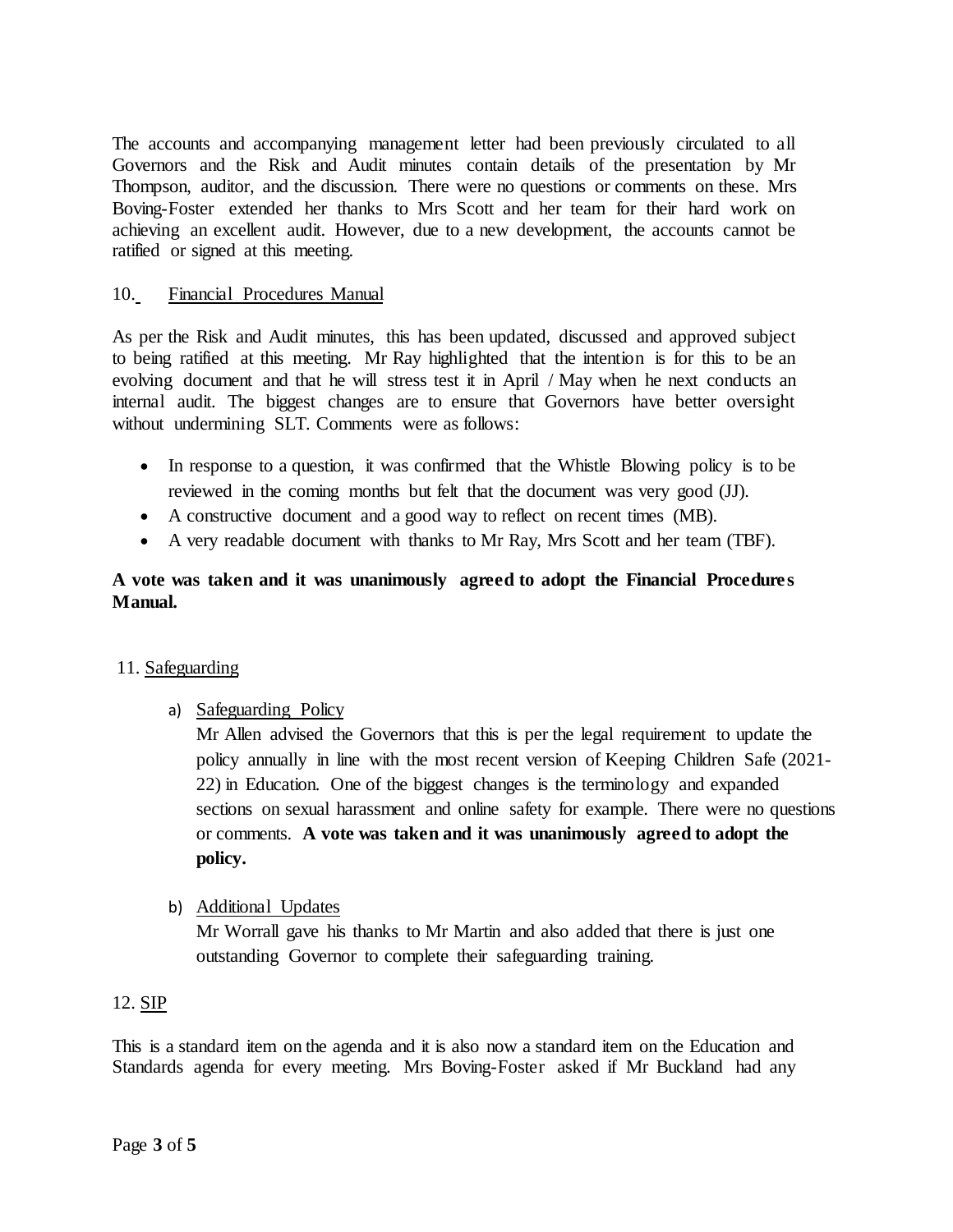The accounts and accompanying management letter had been previously circulated to all Governors and the Risk and Audit minutes contain details of the presentation by Mr Thompson, auditor, and the discussion. There were no questions or comments on these. Mrs Boving-Foster extended her thanks to Mrs Scott and her team for their hard work on achieving an excellent audit. However, due to a new development, the accounts cannot be ratified or signed at this meeting.

10. <u>Financial Procedures Manual</u>

As per the Risk and Audit minutes, this has been updated, discussed and approved subject to being ratified at this meeting. Mr Ray highlighted that the intention is for this to be an evolving document and that he will stress test it in April / May when he next conducts an internal audit. The biggest changes are to ensure that Governors have better oversight without undermining SLT. Comments were as follows:

- In response to a question, it was confirmed that the Whistle Blowing policy is to be reviewed in the coming months but felt that the document was very good (JJ).
- A constructive document and a good way to reflect on recent times (MB).
- A very readable document with thanks to Mr Ray, Mrs Scott and her team (TBF).

**A vote was taken and it was unanimously agreed to adopt the Financial Procedures Manual.**

11. <u>Safeguarding</u>

a) <u>Safeguarding Policy</u>
   Mr Allen advised the Governors that this is per the legal requirement to update the policy annually in line with the most recent version of Keeping Children Safe (2021-22) in Education. One of the biggest changes is the terminology and expanded sections on sexual harassment and online safety for example. There were no questions or comments. **A vote was taken and it was unanimously agreed to adopt the policy.**

b) <u>Additional Updates</u>
   Mr Worrall gave his thanks to Mr Martin and also added that there is just one outstanding Governor to complete their safeguarding training.

12. <u>SIP</u>

This is a standard item on the agenda and it is also now a standard item on the Education and Standards agenda for every meeting. Mrs Boving-Foster asked if Mr Buckland had any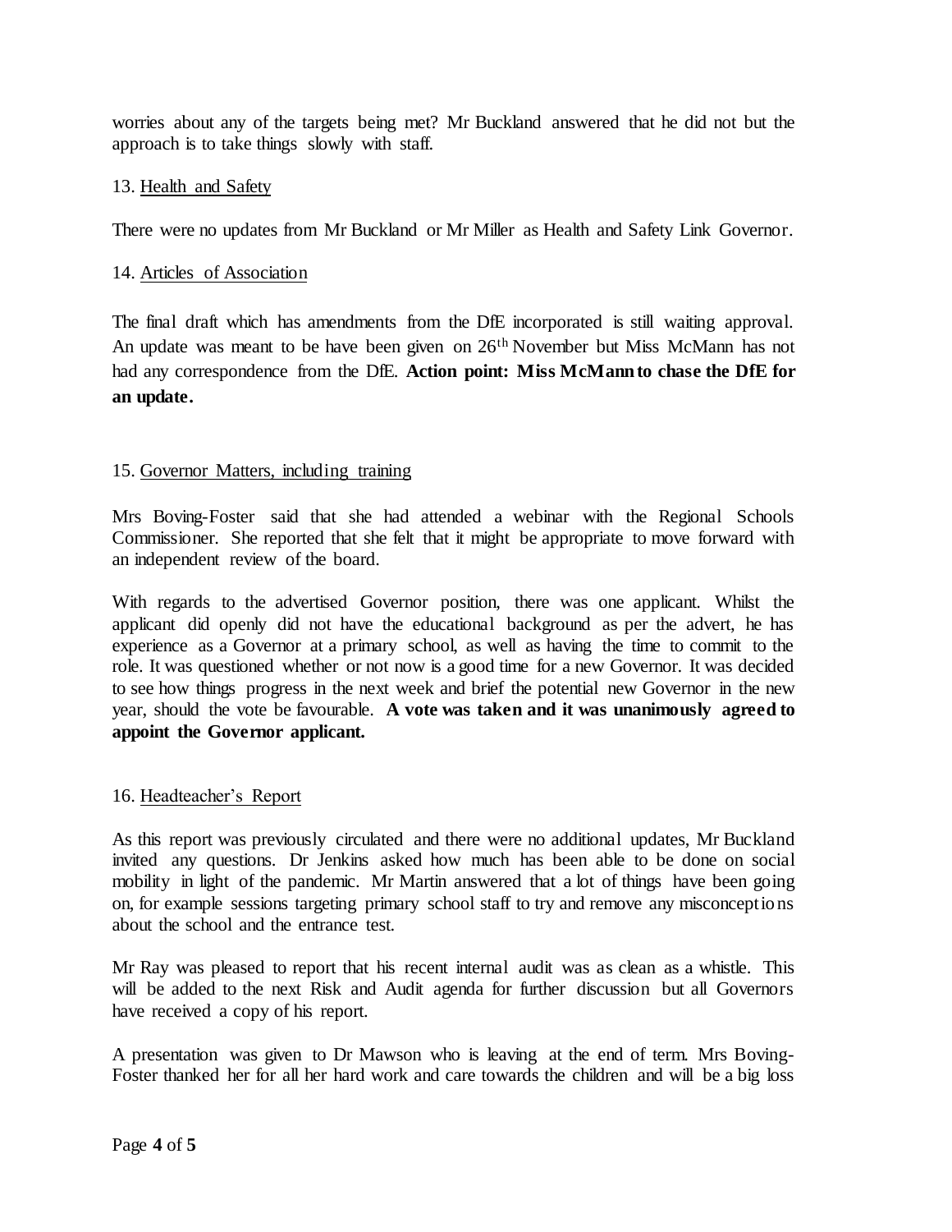worries about any of the targets being met? Mr Buckland answered that he did not but the approach is to take things slowly with staff.

13. Health and Safety

There were no updates from Mr Buckland or Mr Miller as Health and Safety Link Governor.

14. Articles of Association

The final draft which has amendments from the DfE incorporated is still waiting approval. An update was meant to be have been given on 26th November but Miss McMann has not had any correspondence from the DfE. **Action point: Miss McMann to chase the DfE for an update.**

15. Governor Matters, including training

Mrs Boving-Foster said that she had attended a webinar with the Regional Schools Commissioner. She reported that she felt that it might be appropriate to move forward with an independent review of the board.

With regards to the advertised Governor position, there was one applicant. Whilst the applicant did openly did not have the educational background as per the advert, he has experience as a Governor at a primary school, as well as having the time to commit to the role. It was questioned whether or not now is a good time for a new Governor. It was decided to see how things progress in the next week and brief the potential new Governor in the new year, should the vote be favourable. **A vote was taken and it was unanimously agreed to appoint the Governor applicant.**

16. Headteacher's Report

As this report was previously circulated and there were no additional updates, Mr Buckland invited any questions. Dr Jenkins asked how much has been able to be done on social mobility in light of the pandemic. Mr Martin answered that a lot of things have been going on, for example sessions targeting primary school staff to try and remove any misconceptions about the school and the entrance test.

Mr Ray was pleased to report that his recent internal audit was as clean as a whistle. This will be added to the next Risk and Audit agenda for further discussion but all Governors have received a copy of his report.

A presentation was given to Dr Mawson who is leaving at the end of term. Mrs Boving-Foster thanked her for all her hard work and care towards the children and will be a big loss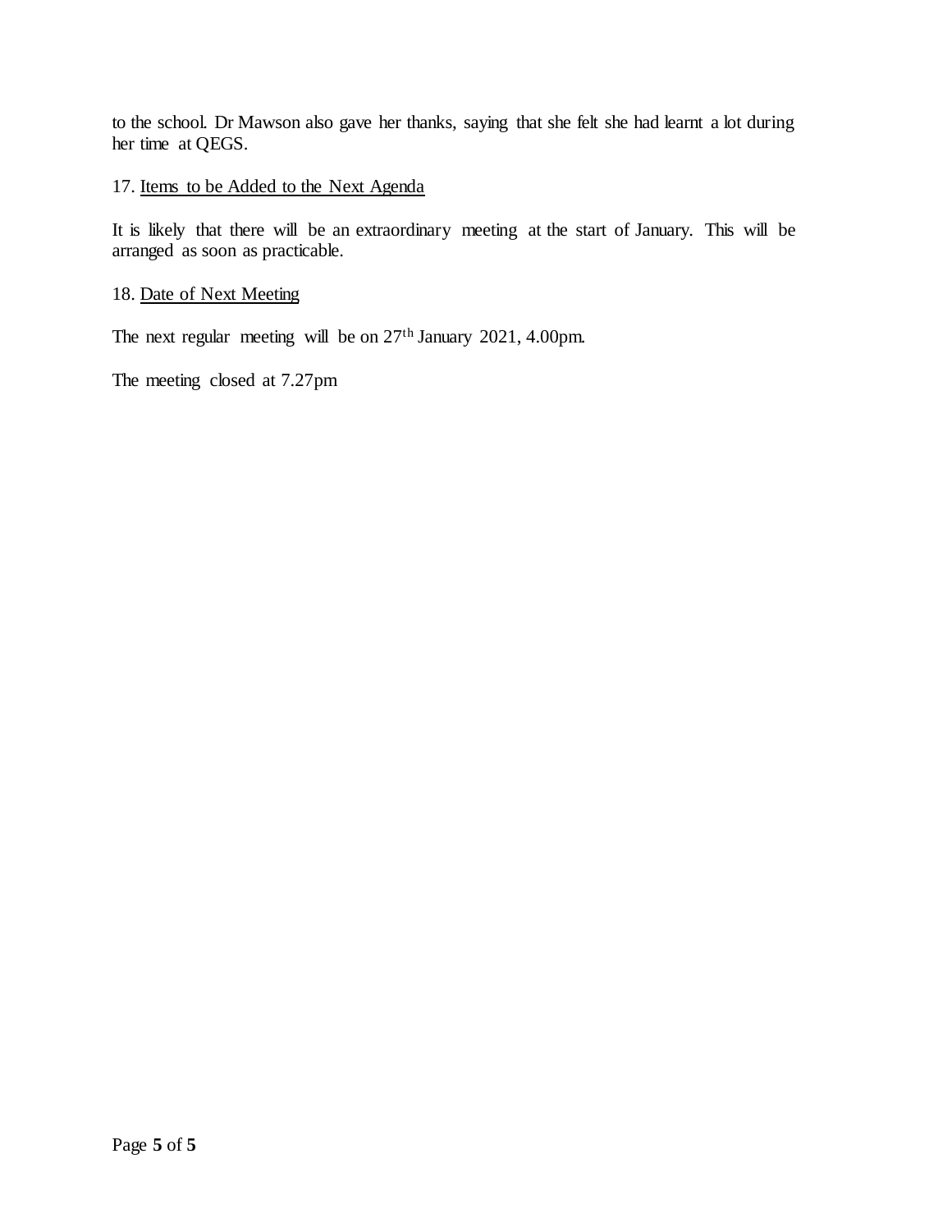to the school. Dr Mawson also gave her thanks, saying that she felt she had learnt a lot during her time at QEGS.

17. Items to be Added to the Next Agenda

It is likely that there will be an extraordinary meeting at the start of January. This will be arranged as soon as practicable.

18. Date of Next Meeting

The next regular meeting will be on 27th January 2021, 4.00pm.

The meeting closed at 7.27pm